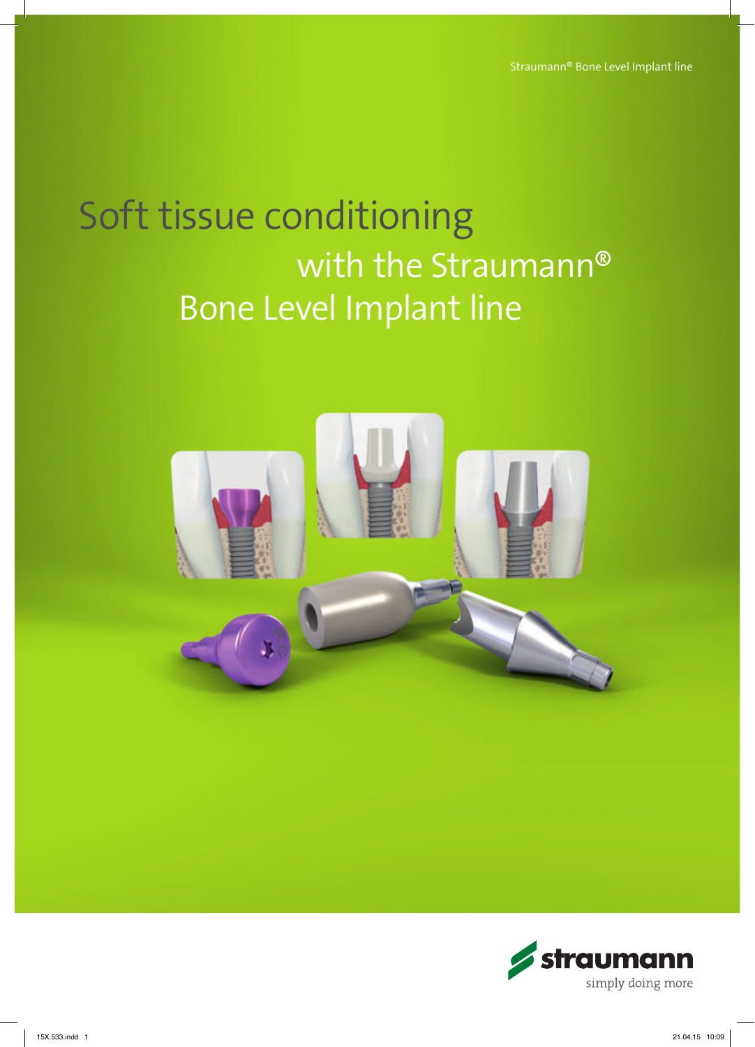Straumann® Bone Level Implant line

# Soft tissue conditioning with the Straumann® Bone Level Implant line

straumann
simply doing more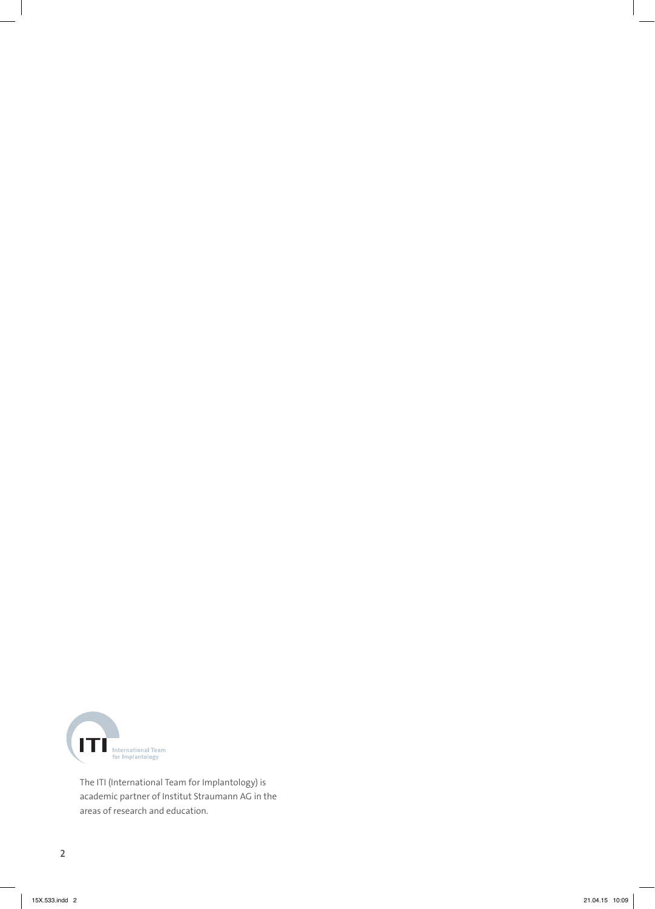ITI International Team for Implantology

The ITI (International Team for Implantology) is academic partner of Institut Straumann AG in the areas of research and education.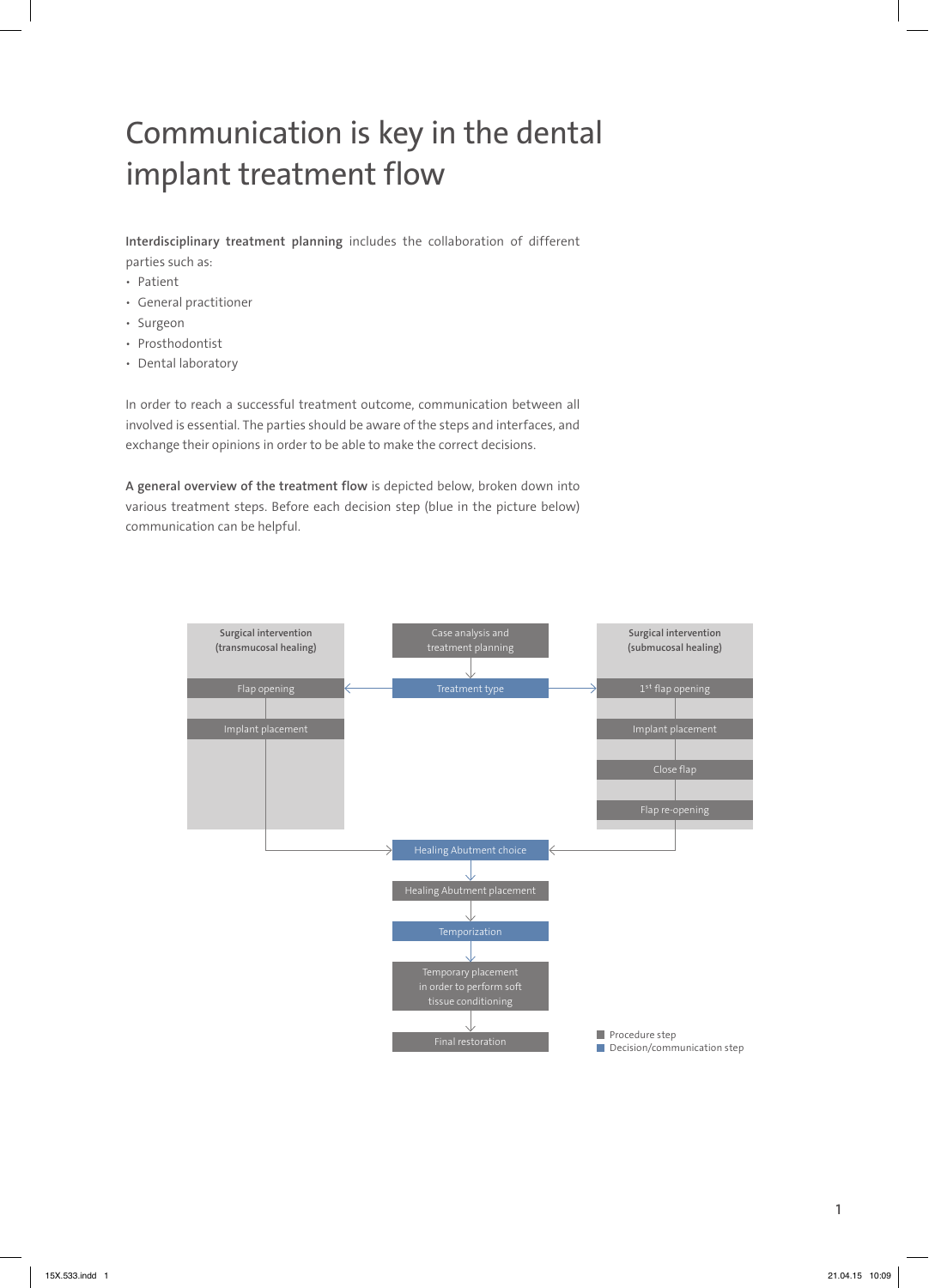# Communication is key in the dental implant treatment flow

**Interdisciplinary treatment planning** includes the collaboration of different parties such as:

- Patient
- General practitioner
- Surgeon
- Prosthodontist
- Dental laboratory

In order to reach a successful treatment outcome, communication between all involved is essential. The parties should be aware of the steps and interfaces, and exchange their opinions in order to be able to make the correct decisions.

**A general overview of the treatment flow** is depicted below, broken down into various treatment steps. Before each decision step (blue in the picture below) communication can be helpful.

Surgical intervention (transmucosal healing)
Flap opening
Implant placement

Case analysis and treatment planning
Treatment type

Surgical intervention (submucosal healing)
1st flap opening
Implant placement
Close flap
Flap re-opening

Healing Abutment choice
Healing Abutment placement
Temporization
Temporary placement in order to perform soft tissue conditioning
Final restoration

Procedure step
Decision/communication step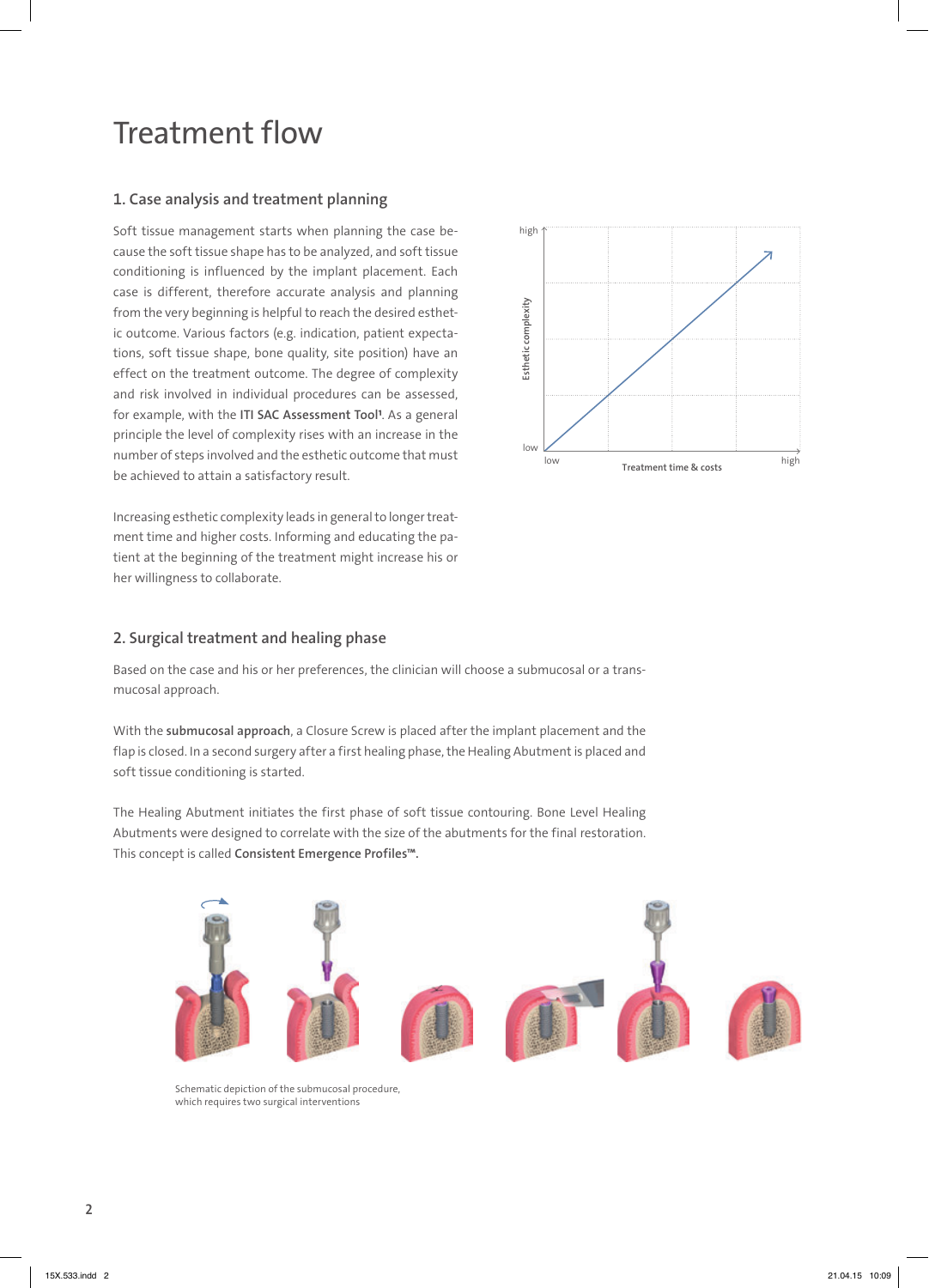# Treatment flow

## 1. Case analysis and treatment planning

Soft tissue management starts when planning the case because the soft tissue shape has to be analyzed, and soft tissue conditioning is influenced by the implant placement. Each case is different, therefore accurate analysis and planning from the very beginning is helpful to reach the desired esthetic outcome. Various factors (e.g. indication, patient expectations, soft tissue shape, bone quality, site position) have an effect on the treatment outcome. The degree of complexity and risk involved in individual procedures can be assessed, for example, with the **ITI SAC Assessment Tool**[1]. As a general principle the level of complexity rises with an increase in the number of steps involved and the esthetic outcome that must be achieved to attain a satisfactory result.

Increasing esthetic complexity leads in general to longer treatment time and higher costs. Informing and educating the patient at the beginning of the treatment might increase his or her willingness to collaborate.

## 2. Surgical treatment and healing phase

Based on the case and his or her preferences, the clinician will choose a submucosal or a transmucosal approach.

With the **submucosal approach**, a Closure Screw is placed after the implant placement and the flap is closed. In a second surgery after a first healing phase, the Healing Abutment is placed and soft tissue conditioning is started.

The Healing Abutment initiates the first phase of soft tissue contouring. Bone Level Healing Abutments were designed to correlate with the size of the abutments for the final restoration. This concept is called **Consistent Emergence Profiles™.**

Schematic depiction of the submucosal procedure, which requires two surgical interventions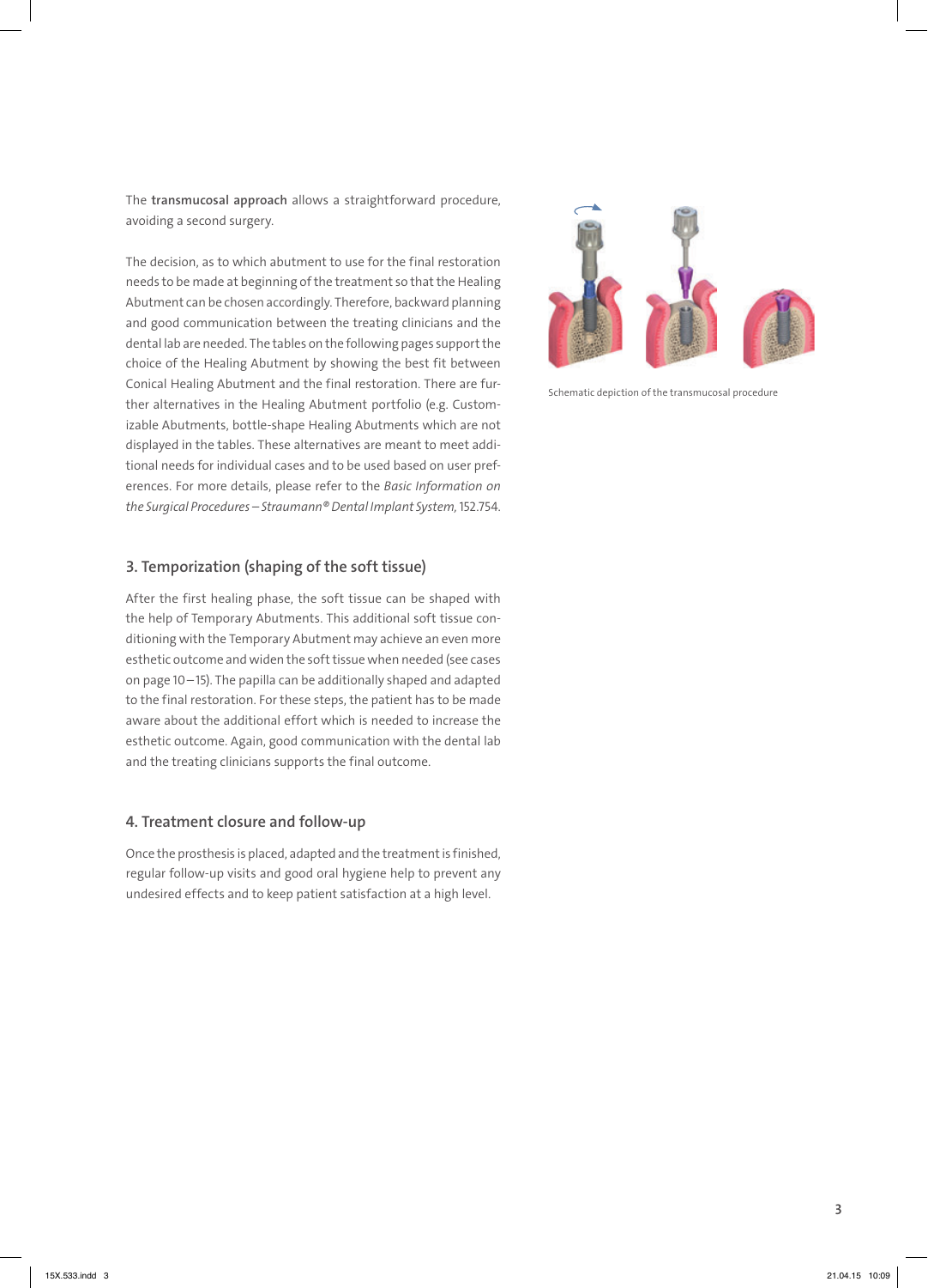The **transmucosal approach** allows a straightforward procedure, avoiding a second surgery.

The decision, as to which abutment to use for the final restoration needs to be made at beginning of the treatment so that the Healing Abutment can be chosen accordingly. Therefore, backward planning and good communication between the treating clinicians and the dental lab are needed. The tables on the following pages support the choice of the Healing Abutment by showing the best fit between Conical Healing Abutment and the final restoration. There are further alternatives in the Healing Abutment portfolio (e.g. Customizable Abutments, bottle-shape Healing Abutments which are not displayed in the tables. These alternatives are meant to meet additional needs for individual cases and to be used based on user preferences. For more details, please refer to the *Basic Information on the Surgical Procedures – Straumann® Dental Implant System*, 152.754.

Schematic depiction of the transmucosal procedure

### 3. Temporization (shaping of the soft tissue)

After the first healing phase, the soft tissue can be shaped with the help of Temporary Abutments. This additional soft tissue conditioning with the Temporary Abutment may achieve an even more esthetic outcome and widen the soft tissue when needed (see cases on page 10–15). The papilla can be additionally shaped and adapted to the final restoration. For these steps, the patient has to be made aware about the additional effort which is needed to increase the esthetic outcome. Again, good communication with the dental lab and the treating clinicians supports the final outcome.

### 4. Treatment closure and follow-up

Once the prosthesis is placed, adapted and the treatment is finished, regular follow-up visits and good oral hygiene help to prevent any undesired effects and to keep patient satisfaction at a high level.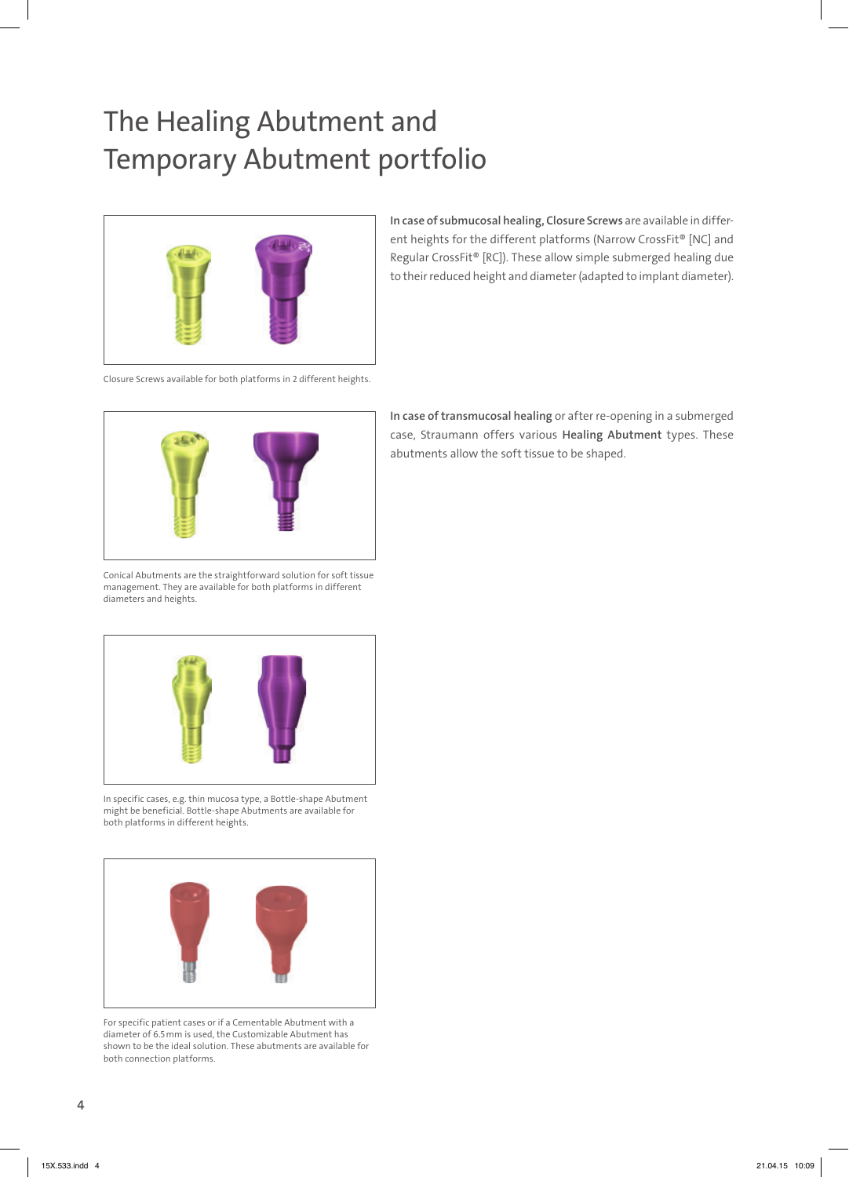# The Healing Abutment and Temporary Abutment portfolio

Closure Screws available for both platforms in 2 different heights.

**In case of submucosal healing, Closure Screws** are available in different heights for the different platforms (Narrow CrossFit® [NC] and Regular CrossFit® [RC]). These allow simple submerged healing due to their reduced height and diameter (adapted to implant diameter).

Conical Abutments are the straightforward solution for soft tissue management. They are available for both platforms in different diameters and heights.

**In case of transmucosal healing** or after re-opening in a submerged case, Straumann offers various **Healing Abutment** types. These abutments allow the soft tissue to be shaped.

In specific cases, e.g. thin mucosa type, a Bottle-shape Abutment might be beneficial. Bottle-shape Abutments are available for both platforms in different heights.

For specific patient cases or if a Cementable Abutment with a diameter of 6.5 mm is used, the Customizable Abutment has shown to be the ideal solution. These abutments are available for both connection platforms.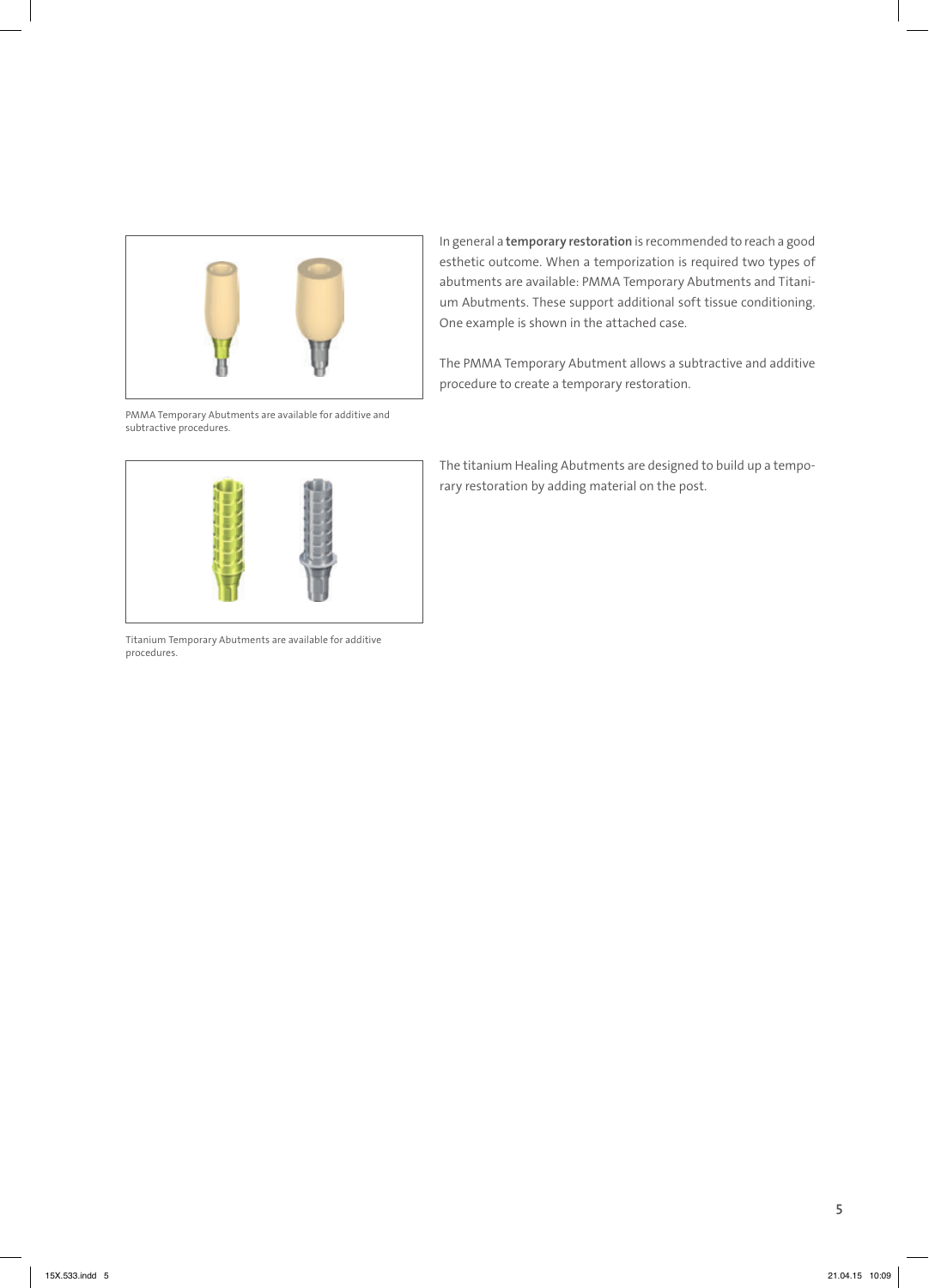PMMA Temporary Abutments are available for additive and subtractive procedures.

In general a **temporary restoration** is recommended to reach a good esthetic outcome. When a temporization is required two types of abutments are available: PMMA Temporary Abutments and Titanium Abutments. These support additional soft tissue conditioning. One example is shown in the attached case.

The PMMA Temporary Abutment allows a subtractive and additive procedure to create a temporary restoration.

Titanium Temporary Abutments are available for additive procedures.

The titanium Healing Abutments are designed to build up a temporary restoration by adding material on the post.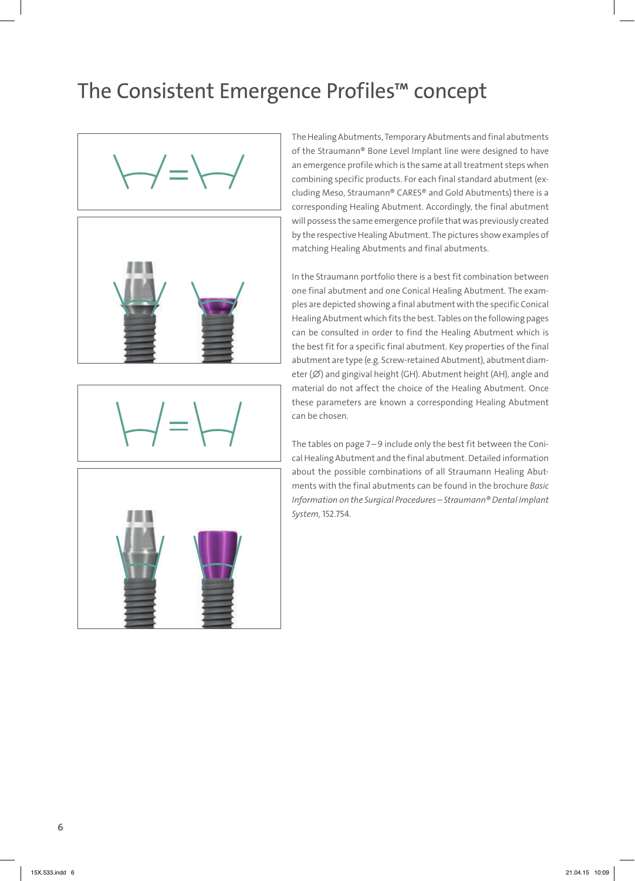# The Consistent Emergence Profiles™ concept

The Healing Abutments, Temporary Abutments and final abutments of the Straumann® Bone Level Implant line were designed to have an emergence profile which is the same at all treatment steps when combining specific products. For each final standard abutment (excluding Meso, Straumann® CARES® and Gold Abutments) there is a corresponding Healing Abutment. Accordingly, the final abutment will possess the same emergence profile that was previously created by the respective Healing Abutment. The pictures show examples of matching Healing Abutments and final abutments.

In the Straumann portfolio there is a best fit combination between one final abutment and one Conical Healing Abutment. The examples are depicted showing a final abutment with the specific Conical Healing Abutment which fits the best. Tables on the following pages can be consulted in order to find the Healing Abutment which is the best fit for a specific final abutment. Key properties of the final abutment are type (e.g. Screw-retained Abutment), abutment diameter (∅) and gingival height (GH). Abutment height (AH), angle and material do not affect the choice of the Healing Abutment. Once these parameters are known a corresponding Healing Abutment can be chosen.

The tables on page 7–9 include only the best fit between the Conical Healing Abutment and the final abutment. Detailed information about the possible combinations of all Straumann Healing Abutments with the final abutments can be found in the brochure *Basic Information on the Surgical Procedures – Straumann® Dental Implant System*, 152.754.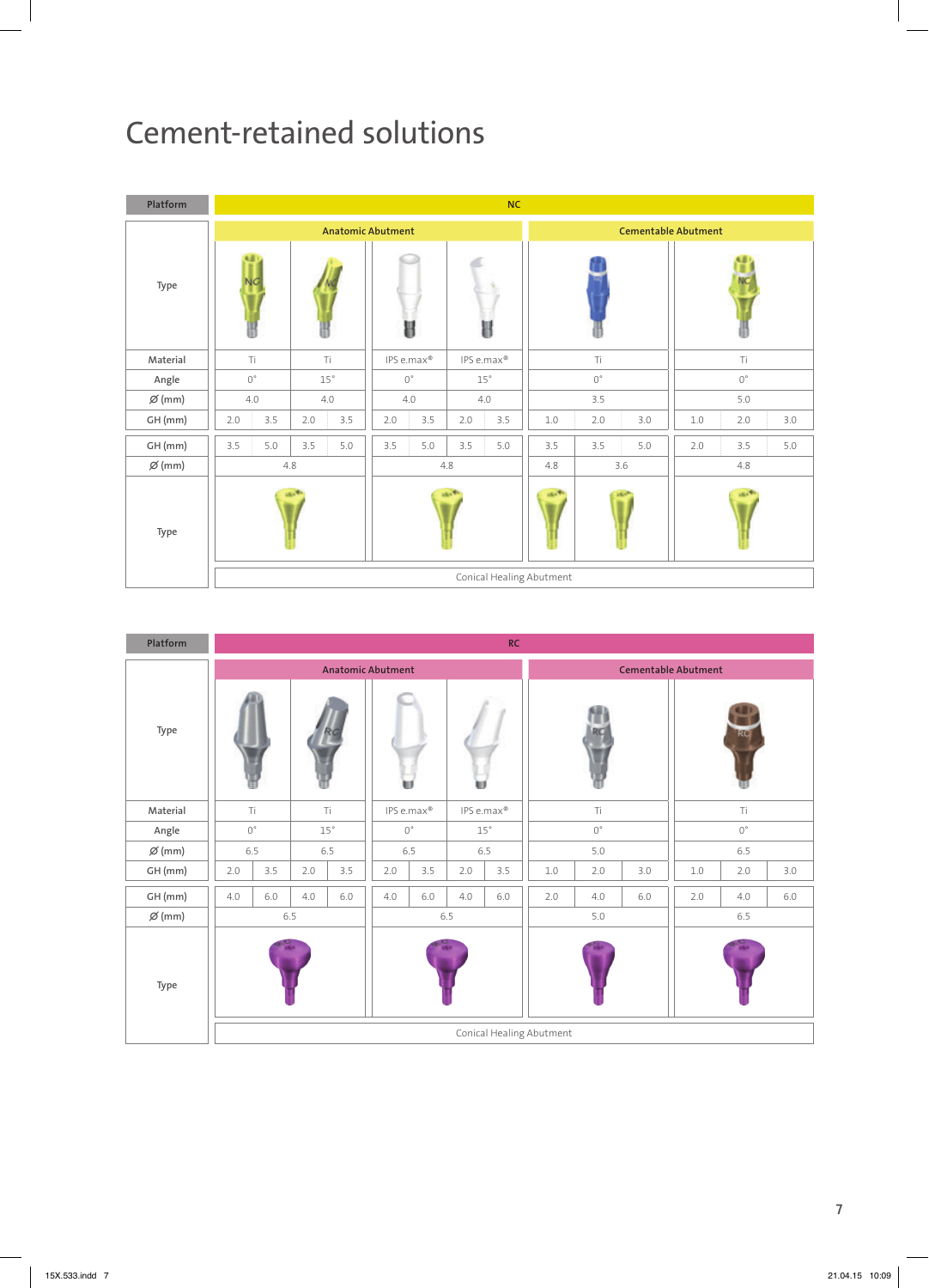# Cement-retained solutions

| Platform | NC | | | | | | | | | | | | | | |
|---|---|---|---|---|---|---|---|---|---|---|---|---|---|---|---|
| Type | Anatomic Abutment | | | | | | | | Cementable Abutment | | | | | | |
| Material | Ti | | Ti | | IPS e.max® | | IPS e.max® | | Ti | | | Ti | | | |
| Angle | 0° | | 15° | | 0° | | 15° | | 0° | | | 0° | | | |
| Ø (mm) | 4.0 | | 4.0 | | 4.0 | | 4.0 | | 3.5 | | | 5.0 | | | |
| GH (mm) | 2.0 | 3.5 | 2.0 | 3.5 | 2.0 | 3.5 | 2.0 | 3.5 | 1.0 | 2.0 | 3.0 | 1.0 | 2.0 | 3.0 | |
| GH (mm) | 3.5 | 5.0 | 3.5 | 5.0 | 3.5 | 5.0 | 3.5 | 5.0 | 3.5 | 3.5 | 5.0 | 2.0 | 3.5 | 5.0 | |
| Ø (mm) | 4.8 | | | | 4.8 | | | | 4.8 | 3.6 | | 4.8 | | | |
| Type | Conical Healing Abutment | | | | | | | | | | | | | | |

| Platform | RC | | | | | | | | | | | | | |
|---|---|---|---|---|---|---|---|---|---|---|---|---|---|---|
| Type | Anatomic Abutment | | | | | | | | Cementable Abutment | | | | | |
| Material | Ti | | Ti | | IPS e.max® | | IPS e.max® | | Ti | | | Ti | | |
| Angle | 0° | | 15° | | 0° | | 15° | | 0° | | | 0° | | |
| Ø (mm) | 6.5 | | 6.5 | | 6.5 | | 6.5 | | 5.0 | | | 6.5 | | |
| GH (mm) | 2.0 | 3.5 | 2.0 | 3.5 | 2.0 | 3.5 | 2.0 | 3.5 | 1.0 | 2.0 | 3.0 | 1.0 | 2.0 | 3.0 |
| GH (mm) | 4.0 | 6.0 | 4.0 | 6.0 | 4.0 | 6.0 | 4.0 | 6.0 | 2.0 | 4.0 | 6.0 | 2.0 | 4.0 | 6.0 |
| Ø (mm) | 6.5 | | | | 6.5 | | | | 5.0 | | | 6.5 | | |
| Type | Conical Healing Abutment | | | | | | | | | | | | | |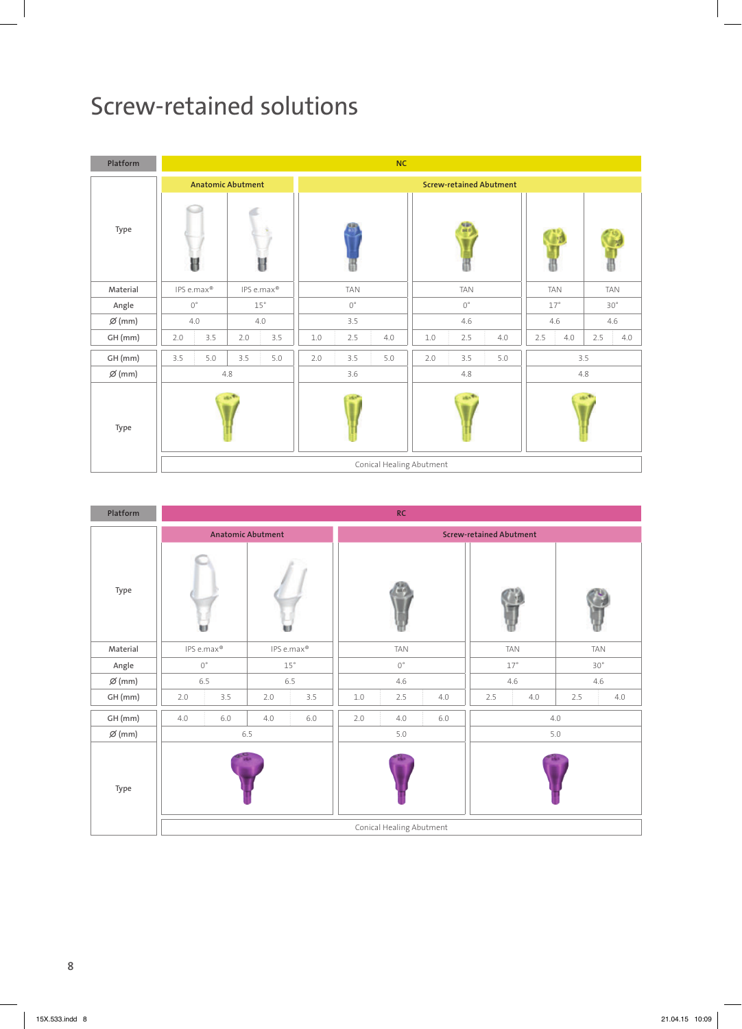# Screw-retained solutions

| Platform | NC | | | | | | | | | | | | | |
|---|---|---|---|---|---|---|---|---|---|---|---|---|---|---|
| Type | Anatomic Abutment | | | | Screw-retained Abutment | | | | | | | | | |
| Material | IPS e.max® | | IPS e.max® | | TAN | | | TAN | | | TAN | | TAN | |
| Angle | 0° | | 15° | | 0° | | | 0° | | | 17° | | 30° | |
| Ø (mm) | 4.0 | | 4.0 | | 3.5 | | | 4.6 | | | 4.6 | | 4.6 | |
| GH (mm) | 2.0 | 3.5 | 2.0 | 3.5 | 1.0 | 2.5 | 4.0 | 1.0 | 2.5 | 4.0 | 2.5 | 4.0 | 2.5 | 4.0 |
| GH (mm) | 3.5 | 5.0 | 3.5 | 5.0 | 2.0 | 3.5 | 5.0 | 2.0 | 3.5 | 5.0 | 3.5 | | | |
| Ø (mm) | 4.8 | | | | 3.6 | | | 4.8 | | | 4.8 | | | |
| Type | Conical Healing Abutment | | | | | | | | | | | | | |

| Platform | RC | | | | | | | | | | | |
|---|---|---|---|---|---|---|---|---|---|---|---|---|
| Type | Anatomic Abutment | | | | Screw-retained Abutment | | | | | | | |
| Material | IPS e.max® | | IPS e.max® | | TAN | | | TAN | | TAN | |
| Angle | 0° | | 15° | | 0° | | | 17° | | 30° | |
| Ø (mm) | 6.5 | | 6.5 | | 4.6 | | | 4.6 | | 4.6 | |
| GH (mm) | 2.0 | 3.5 | 2.0 | 3.5 | 1.0 | 2.5 | 4.0 | 2.5 | 4.0 | 2.5 | 4.0 |
| GH (mm) | 4.0 | 6.0 | 4.0 | 6.0 | 2.0 | 4.0 | 6.0 | 4.0 | | | |
| Ø (mm) | 6.5 | | | | 5.0 | | | 5.0 | | | |
| Type | Conical Healing Abutment | | | | | | | | | | |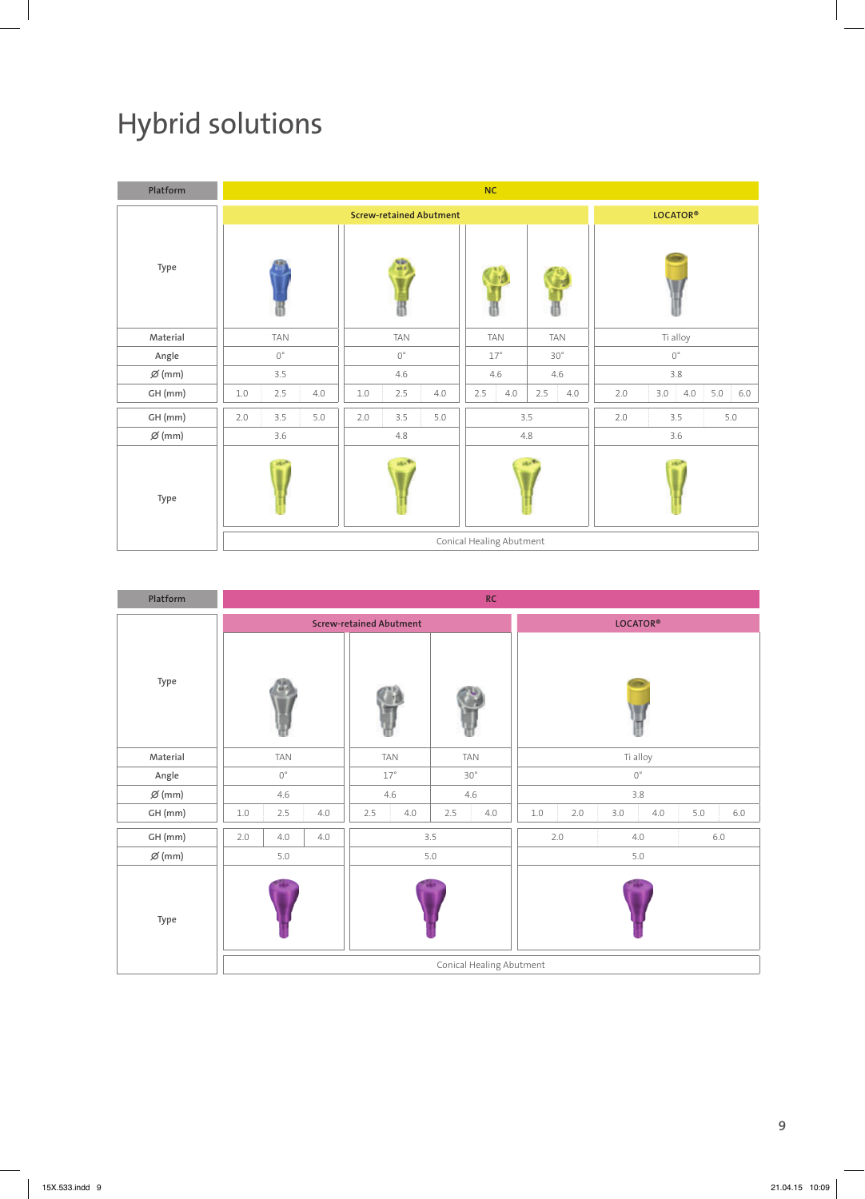# Hybrid solutions

| Platform | NC | | | | | | | | | | | | | | | | |
|---|---|---|---|---|---|---|---|---|---|---|---|---|---|---|---|---|---|
| | Screw-retained Abutment | | | | | | | | | | LOCATOR® | | | | | | |
| Type | | | | | | | | | | | | | | | | | |
| Material | TAN | | | TAN | | | TAN | | TAN | | Ti alloy | | | | | | |
| Angle | 0° | | | 0° | | | 17° | | 30° | | 0° | | | | | | |
| Ø (mm) | 3.5 | | | 4.6 | | | 4.6 | | 4.6 | | 3.8 | | | | | | |
| GH (mm) | 1.0 | 2.5 | 4.0 | 1.0 | 2.5 | 4.0 | 2.5 | 4.0 | 2.5 | 4.0 | 2.0 | 3.0 | 4.0 | 5.0 | 6.0 | | |
| GH (mm) | 2.0 | 3.5 | 5.0 | 2.0 | 3.5 | 5.0 | 3.5 | | | | 2.0 | 3.5 | 5.0 | | | | |
| Ø (mm) | 3.6 | | | 4.8 | | | 4.8 | | | | 3.6 | | | | | | |
| Type | Conical Healing Abutment | | | | | | | | | | | | | | | | |

| Platform | RC | | | | | | | | | | | | |
|---|---|---|---|---|---|---|---|---|---|---|---|---|---|
| | Screw-retained Abutment | | | | | | | LOCATOR® | | | | | |
| Type | | | | | | | | | | | | | |
| Material | TAN | | | TAN | | TAN | | Ti alloy | | | | | |
| Angle | 0° | | | 17° | | 30° | | 0° | | | | | |
| Ø (mm) | 4.6 | | | 4.6 | | 4.6 | | 3.8 | | | | | |
| GH (mm) | 1.0 | 2.5 | 4.0 | 2.5 | 4.0 | 2.5 | 4.0 | 1.0 | 2.0 | 3.0 | 4.0 | 5.0 | 6.0 |
| GH (mm) | 2.0 | 4.0 | 4.0 | 3.5 | | | | 2.0 | 4.0 | 6.0 | | | |
| Ø (mm) | 5.0 | | | 5.0 | | | | 5.0 | | | | | |
| Type | Conical Healing Abutment | | | | | | | | | | | | |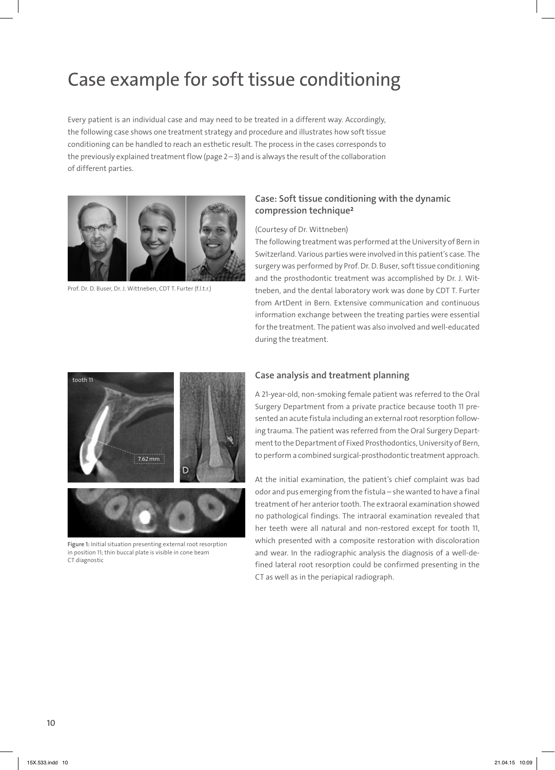# Case example for soft tissue conditioning

Every patient is an individual case and may need to be treated in a different way. Accordingly, the following case shows one treatment strategy and procedure and illustrates how soft tissue conditioning can be handled to reach an esthetic result. The process in the cases corresponds to the previously explained treatment flow (page 2–3) and is always the result of the collaboration of different parties.

Prof. Dr. D. Buser, Dr. J. Wittneben, CDT T. Furter (f.l.t.r.)

## Case: Soft tissue conditioning with the dynamic compression technique[2]

(Courtesy of Dr. Wittneben)

The following treatment was performed at the University of Bern in Switzerland. Various parties were involved in this patient's case. The surgery was performed by Prof. Dr. D. Buser, soft tissue conditioning and the prosthodontic treatment was accomplished by Dr. J. Wittneben, and the dental laboratory work was done by CDT T. Furter from ArtDent in Bern. Extensive communication and continuous information exchange between the treating parties were essential for the treatment. The patient was also involved and well-educated during the treatment.

tooth 11

7.62 mm

**Figure 1:** Initial situation presenting external root resorption in position 11; thin buccal plate is visible in cone beam CT diagnostic

## Case analysis and treatment planning

A 21-year-old, non-smoking female patient was referred to the Oral Surgery Department from a private practice because tooth 11 presented an acute fistula including an external root resorption following trauma. The patient was referred from the Oral Surgery Department to the Department of Fixed Prosthodontics, University of Bern, to perform a combined surgical-prosthodontic treatment approach.

At the initial examination, the patient's chief complaint was bad odor and pus emerging from the fistula – she wanted to have a final treatment of her anterior tooth. The extraoral examination showed no pathological findings. The intraoral examination revealed that her teeth were all natural and non-restored except for tooth 11, which presented with a composite restoration with discoloration and wear. In the radiographic analysis the diagnosis of a well-defined lateral root resorption could be confirmed presenting in the CT as well as in the periapical radiograph.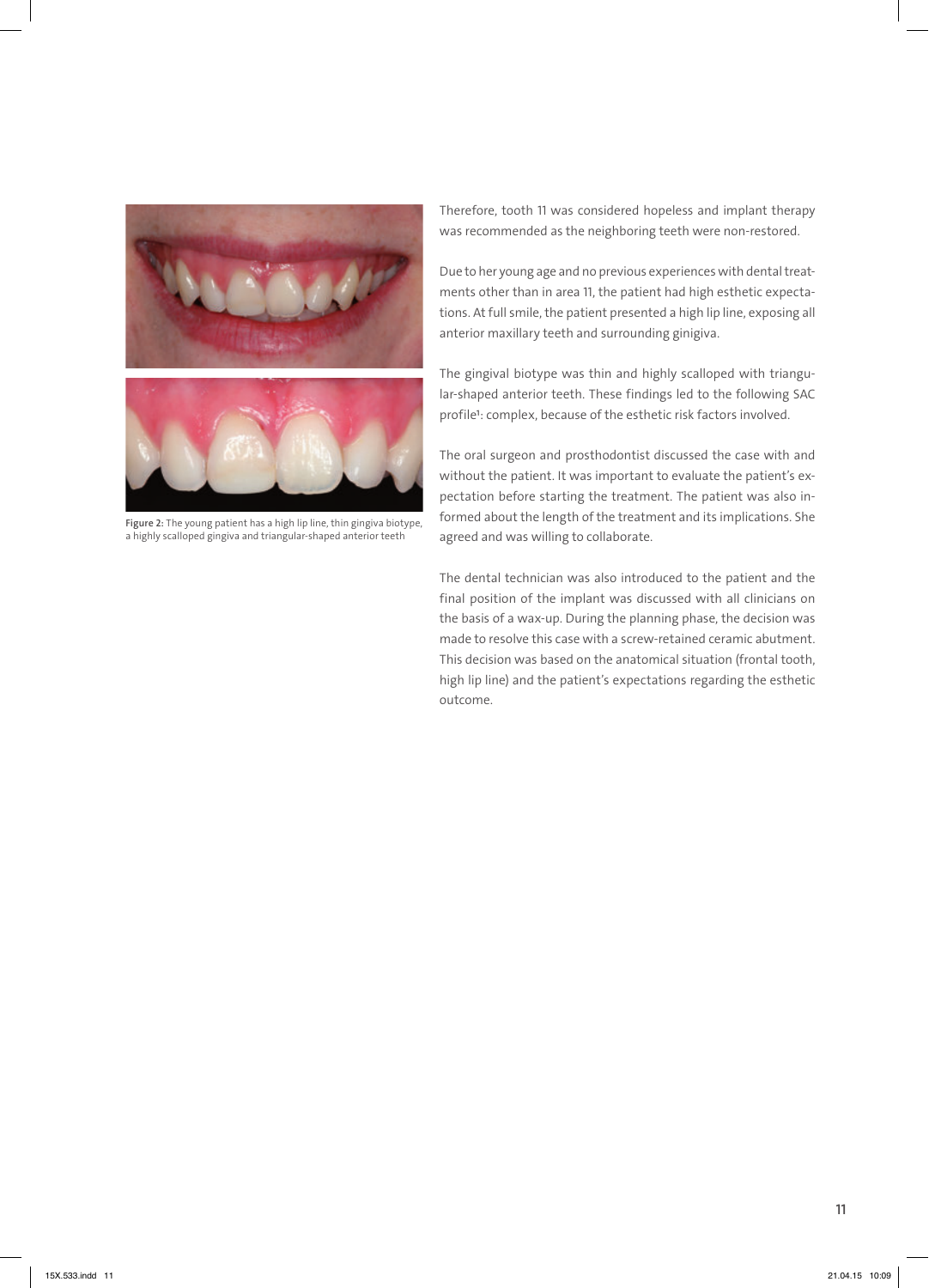Figure 2: The young patient has a high lip line, thin gingiva biotype, a highly scalloped gingiva and triangular-shaped anterior teeth

Therefore, tooth 11 was considered hopeless and implant therapy was recommended as the neighboring teeth were non-restored.

Due to her young age and no previous experiences with dental treatments other than in area 11, the patient had high esthetic expectations. At full smile, the patient presented a high lip line, exposing all anterior maxillary teeth and surrounding ginigiva.

The gingival biotype was thin and highly scalloped with triangular-shaped anterior teeth. These findings led to the following SAC profile[1]: complex, because of the esthetic risk factors involved.

The oral surgeon and prosthodontist discussed the case with and without the patient. It was important to evaluate the patient's expectation before starting the treatment. The patient was also informed about the length of the treatment and its implications. She agreed and was willing to collaborate.

The dental technician was also introduced to the patient and the final position of the implant was discussed with all clinicians on the basis of a wax-up. During the planning phase, the decision was made to resolve this case with a screw-retained ceramic abutment. This decision was based on the anatomical situation (frontal tooth, high lip line) and the patient's expectations regarding the esthetic outcome.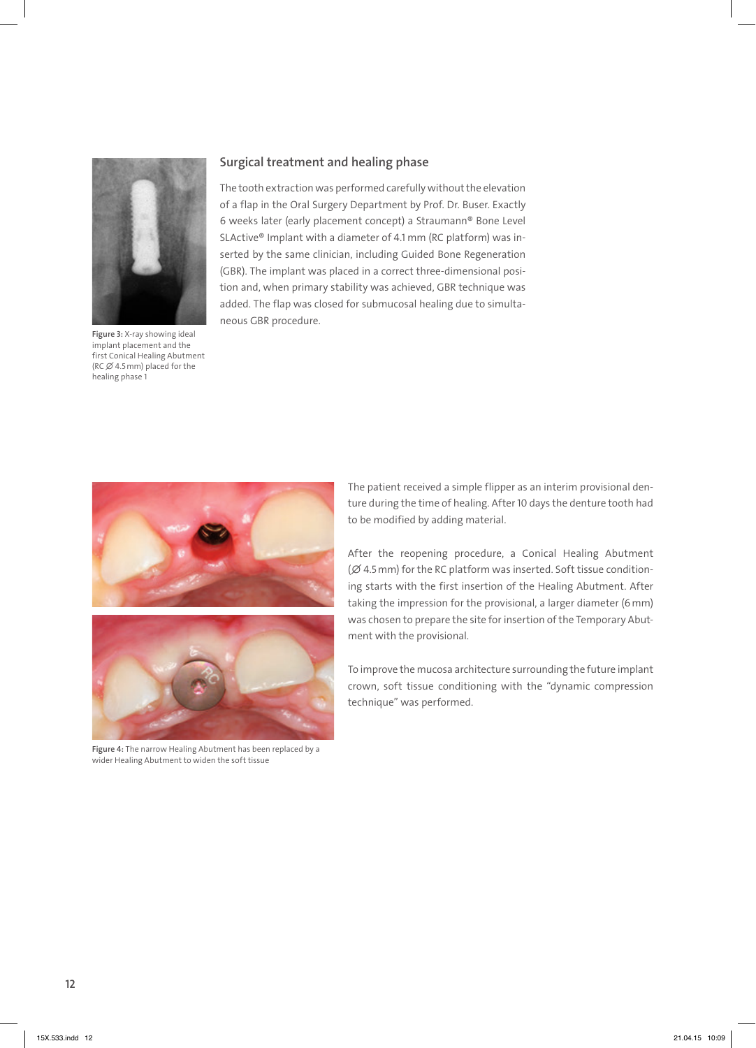Figure 3: X-ray showing ideal implant placement and the first Conical Healing Abutment (RC ⌀ 4.5 mm) placed for the healing phase 1

## Surgical treatment and healing phase

The tooth extraction was performed carefully without the elevation of a flap in the Oral Surgery Department by Prof. Dr. Buser. Exactly 6 weeks later (early placement concept) a Straumann® Bone Level SLActive® Implant with a diameter of 4.1 mm (RC platform) was inserted by the same clinician, including Guided Bone Regeneration (GBR). The implant was placed in a correct three-dimensional position and, when primary stability was achieved, GBR technique was added. The flap was closed for submucosal healing due to simultaneous GBR procedure.

Figure 4: The narrow Healing Abutment has been replaced by a wider Healing Abutment to widen the soft tissue

The patient received a simple flipper as an interim provisional denture during the time of healing. After 10 days the denture tooth had to be modified by adding material.

After the reopening procedure, a Conical Healing Abutment (⌀ 4.5 mm) for the RC platform was inserted. Soft tissue conditioning starts with the first insertion of the Healing Abutment. After taking the impression for the provisional, a larger diameter (6 mm) was chosen to prepare the site for insertion of the Temporary Abutment with the provisional.

To improve the mucosa architecture surrounding the future implant crown, soft tissue conditioning with the "dynamic compression technique" was performed.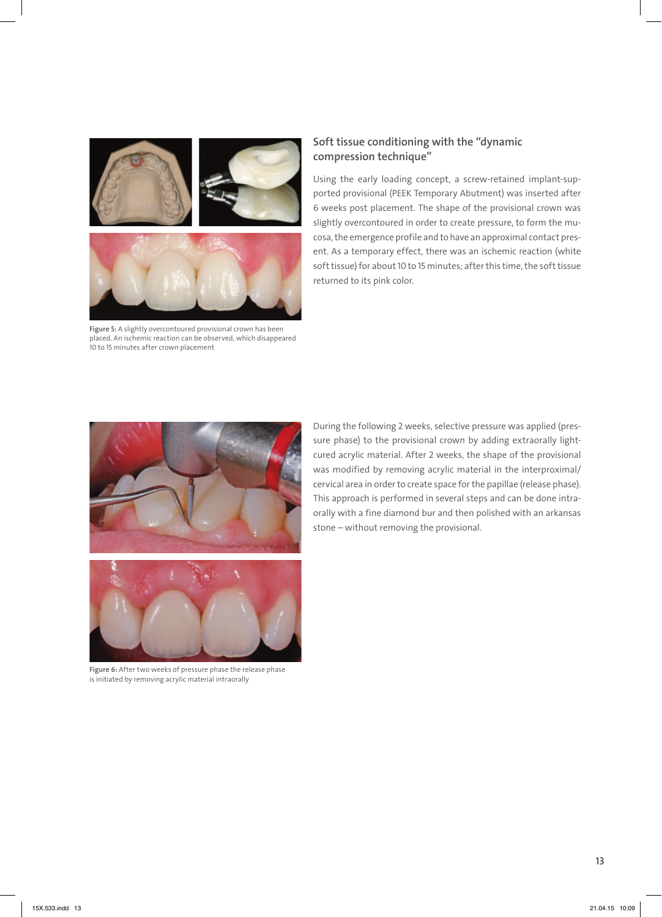## Soft tissue conditioning with the "dynamic compression technique"

Using the early loading concept, a screw-retained implant-supported provisional (PEEK Temporary Abutment) was inserted after 6 weeks post placement. The shape of the provisional crown was slightly overcontoured in order to create pressure, to form the mucosa, the emergence profile and to have an approximal contact present. As a temporary effect, there was an ischemic reaction (white soft tissue) for about 10 to 15 minutes; after this time, the soft tissue returned to its pink color.

**Figure 5:** A slightly overcontoured provisional crown has been placed. An ischemic reaction can be observed, which disappeared 10 to 15 minutes after crown placement

During the following 2 weeks, selective pressure was applied (pressure phase) to the provisional crown by adding extraorally light-cured acrylic material. After 2 weeks, the shape of the provisional was modified by removing acrylic material in the interproximal/cervical area in order to create space for the papillae (release phase). This approach is performed in several steps and can be done intraorally with a fine diamond bur and then polished with an arkansas stone – without removing the provisional.

**Figure 6:** After two weeks of pressure phase the release phase is initiated by removing acrylic material intraorally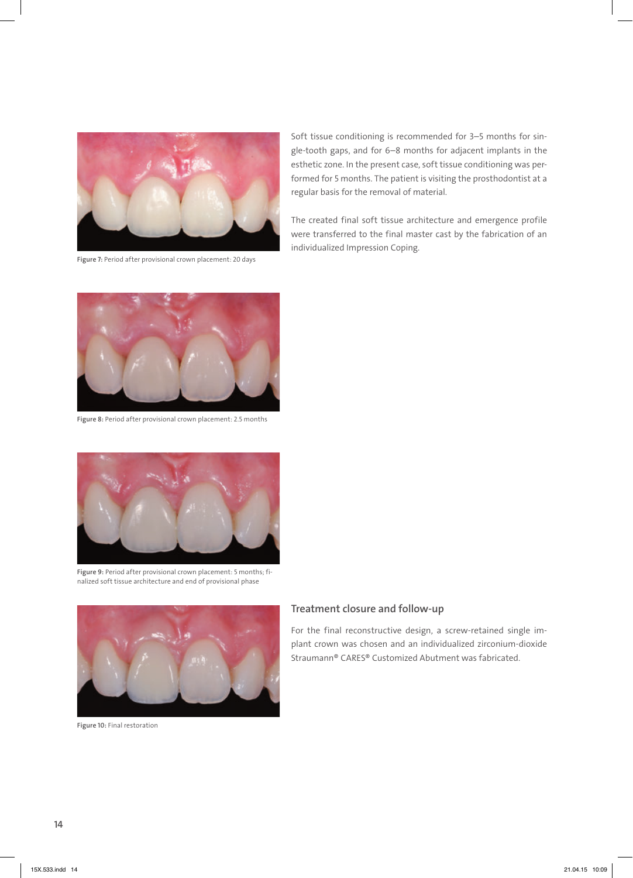Soft tissue conditioning is recommended for 3–5 months for single-tooth gaps, and for 6–8 months for adjacent implants in the esthetic zone. In the present case, soft tissue conditioning was performed for 5 months. The patient is visiting the prosthodontist at a regular basis for the removal of material.

The created final soft tissue architecture and emergence profile were transferred to the final master cast by the fabrication of an individualized Impression Coping.

**Figure 7:** Period after provisional crown placement: 20 days

**Figure 8:** Period after provisional crown placement: 2.5 months

**Figure 9:** Period after provisional crown placement: 5 months; finalized soft tissue architecture and end of provisional phase

## Treatment closure and follow-up

For the final reconstructive design, a screw-retained single implant crown was chosen and an individualized zirconium-dioxide Straumann® CARES® Customized Abutment was fabricated.

**Figure 10:** Final restoration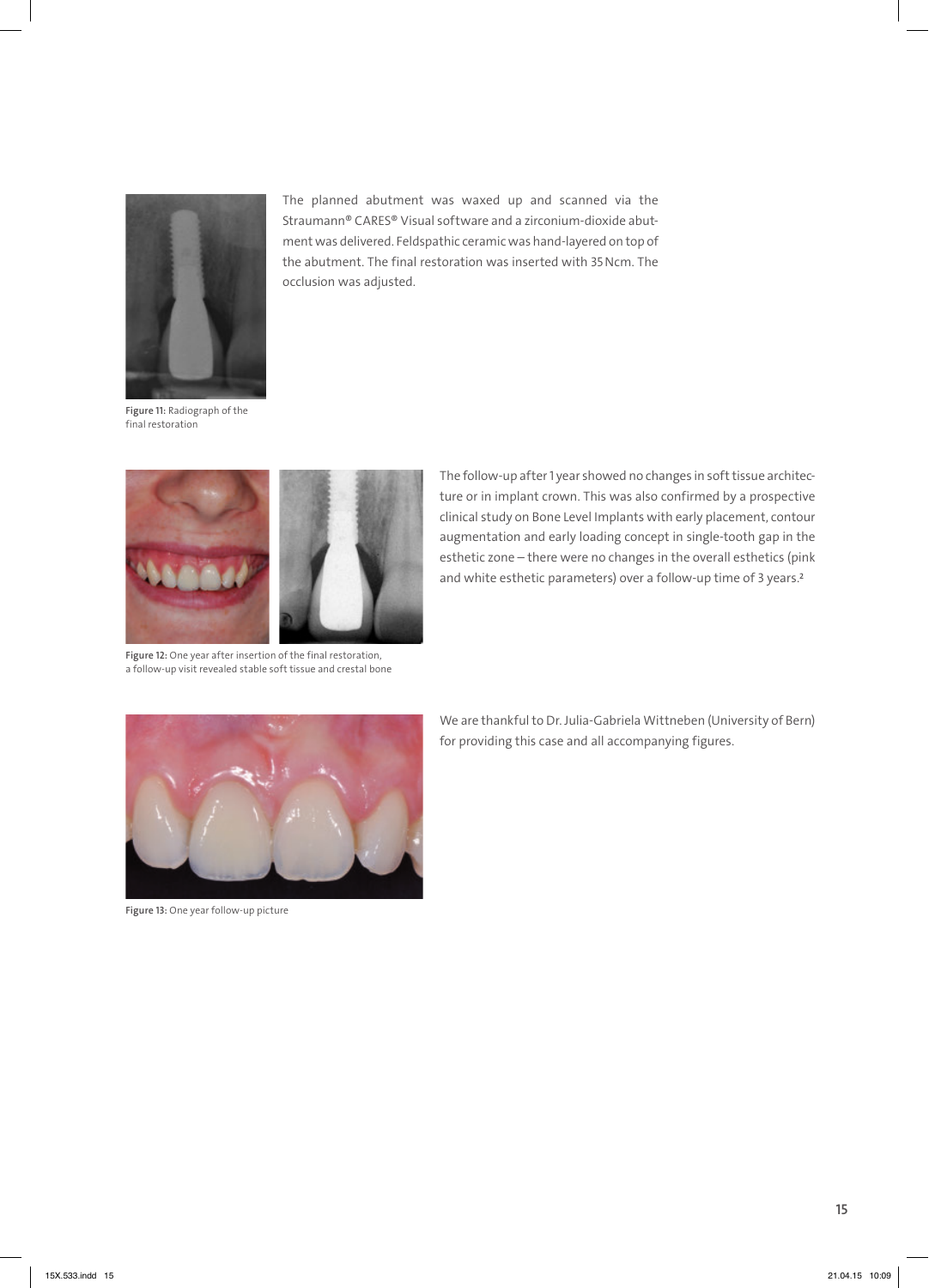The planned abutment was waxed up and scanned via the Straumann® CARES® Visual software and a zirconium-dioxide abutment was delivered. Feldspathic ceramic was hand-layered on top of the abutment. The final restoration was inserted with 35 Ncm. The occlusion was adjusted.

**Figure 11:** Radiograph of the final restoration

The follow-up after 1 year showed no changes in soft tissue architecture or in implant crown. This was also confirmed by a prospective clinical study on Bone Level Implants with early placement, contour augmentation and early loading concept in single-tooth gap in the esthetic zone – there were no changes in the overall esthetics (pink and white esthetic parameters) over a follow-up time of 3 years.[2]

**Figure 12:** One year after insertion of the final restoration, a follow-up visit revealed stable soft tissue and crestal bone

We are thankful to Dr. Julia-Gabriela Wittneben (University of Bern) for providing this case and all accompanying figures.

**Figure 13:** One year follow-up picture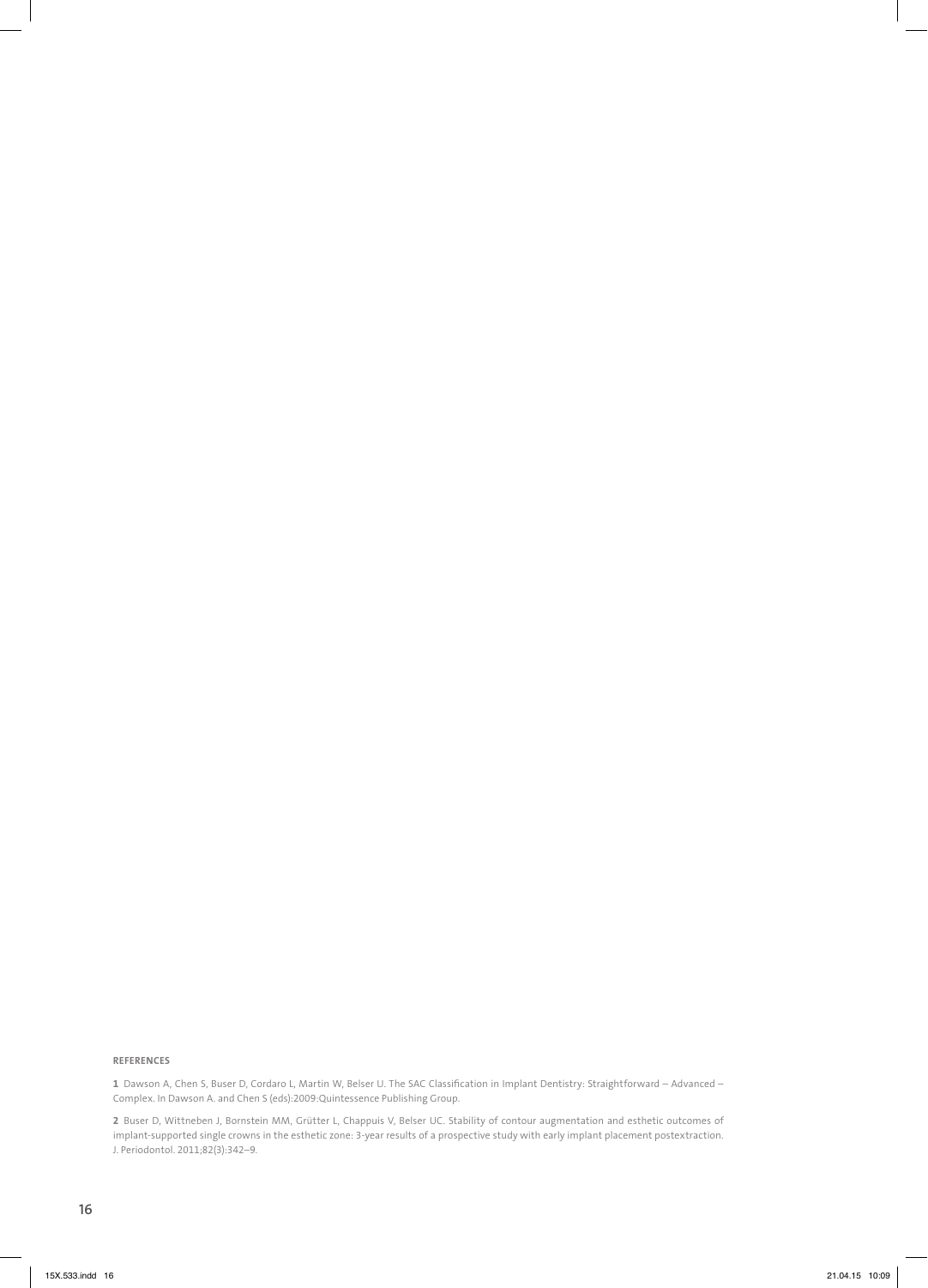#### REFERENCES

**1** Dawson A, Chen S, Buser D, Cordaro L, Martin W, Belser U. The SAC Classification in Implant Dentistry: Straightforward – Advanced – Complex. In Dawson A. and Chen S (eds):2009:Quintessence Publishing Group.

**2** Buser D, Wittneben J, Bornstein MM, Grütter L, Chappuis V, Belser UC. Stability of contour augmentation and esthetic outcomes of implant-supported single crowns in the esthetic zone: 3-year results of a prospective study with early implant placement postextraction. J. Periodontol. 2011;82(3):342–9.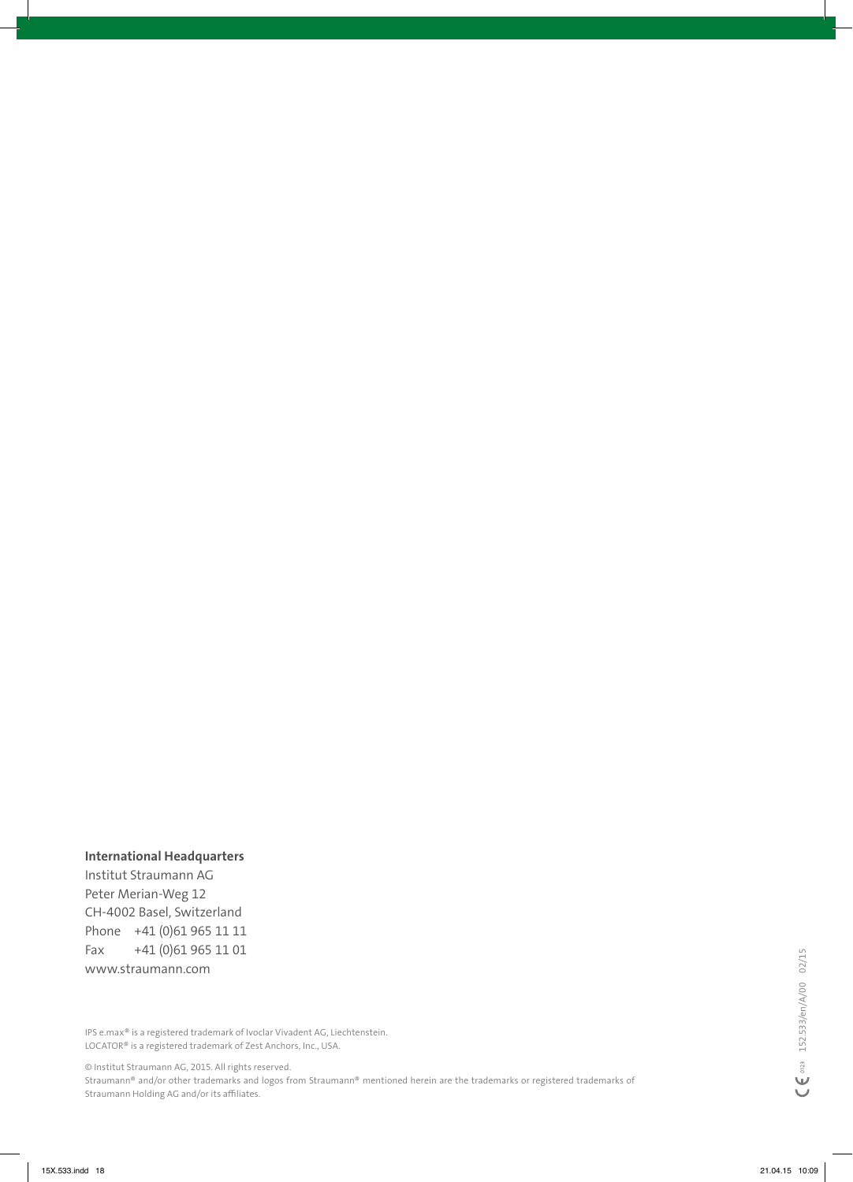**International Headquarters**

Institut Straumann AG
Peter Merian-Weg 12
CH-4002 Basel, Switzerland
Phone +41 (0)61 965 11 11
Fax +41 (0)61 965 11 01
www.straumann.com

IPS e.max® is a registered trademark of Ivoclar Vivadent AG, Liechtenstein.
LOCATOR® is a registered trademark of Zest Anchors, Inc., USA.

© Institut Straumann AG, 2015. All rights reserved.
Straumann® and/or other trademarks and logos from Straumann® mentioned herein are the trademarks or registered trademarks of Straumann Holding AG and/or its affiliates.

CE 0123 152.533/en/A/00 02/15